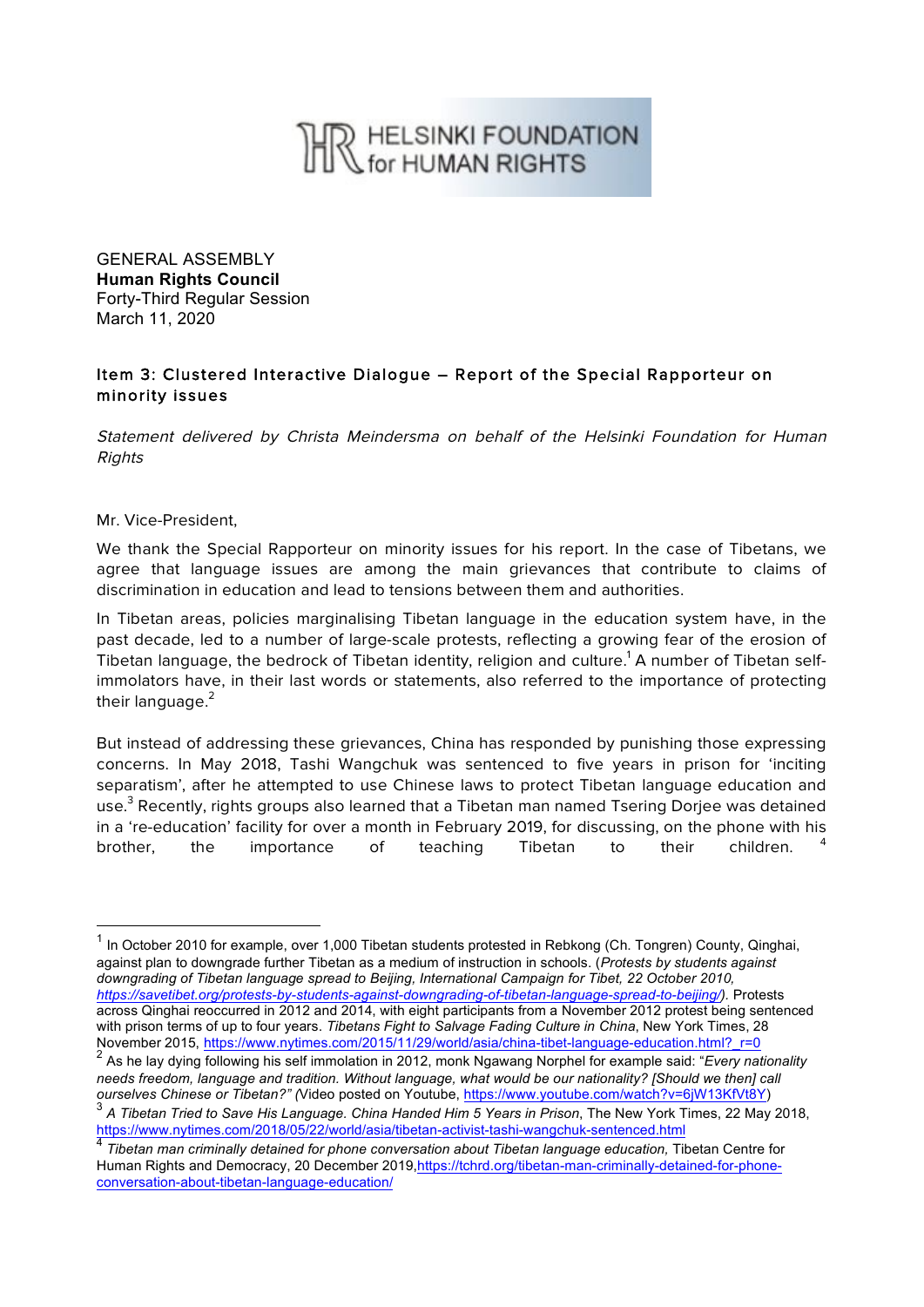HELSINKI FOUNDATION for HUMAN RIGHTS

GENERAL ASSEMBLY
**Human Rights Council**
Forty-Third Regular Session
March 11, 2020

### Item 3: Clustered Interactive Dialogue – Report of the Special Rapporteur on minority issues

*Statement delivered by Christa Meindersma on behalf of the Helsinki Foundation for Human Rights*

Mr. Vice-President,

We thank the Special Rapporteur on minority issues for his report. In the case of Tibetans, we agree that language issues are among the main grievances that contribute to claims of discrimination in education and lead to tensions between them and authorities.

In Tibetan areas, policies marginalising Tibetan language in the education system have, in the past decade, led to a number of large-scale protests, reflecting a growing fear of the erosion of Tibetan language, the bedrock of Tibetan identity, religion and culture.[1] A number of Tibetan self-immolators have, in their last words or statements, also referred to the importance of protecting their language.[2]

But instead of addressing these grievances, China has responded by punishing those expressing concerns. In May 2018, Tashi Wangchuk was sentenced to five years in prison for 'inciting separatism', after he attempted to use Chinese laws to protect Tibetan language education and use.[3] Recently, rights groups also learned that a Tibetan man named Tsering Dorjee was detained in a 're-education' facility for over a month in February 2019, for discussing, on the phone with his brother, the importance of teaching Tibetan to their children.[4]

---

[1] In October 2010 for example, over 1,000 Tibetan students protested in Rebkong (Ch. Tongren) County, Qinghai, against plan to downgrade further Tibetan as a medium of instruction in schools. (*Protests by students against downgrading of Tibetan language spread to Beijing*, International Campaign for Tibet, 22 October 2010, *https://savetibet.org/protests-by-students-against-downgrading-of-tibetan-language-spread-to-beijing/)*. Protests across Qinghai reoccurred in 2012 and 2014, with eight participants from a November 2012 protest being sentenced with prison terms of up to four years. *Tibetans Fight to Salvage Fading Culture in China*, New York Times, 28 November 2015, https://www.nytimes.com/2015/11/29/world/asia/china-tibet-language-education.html?_r=0

[2] As he lay dying following his self immolation in 2012, monk Ngawang Norphel for example said: "*Every nationality needs freedom, language and tradition. Without language, what would be our nationality? [Should we then] call ourselves Chinese or Tibetan?" (*Video posted on Youtube, https://www.youtube.com/watch?v=6jW13KfVt8Y)

[3] *A Tibetan Tried to Save His Language. China Handed Him 5 Years in Prison*, The New York Times, 22 May 2018, https://www.nytimes.com/2018/05/22/world/asia/tibetan-activist-tashi-wangchuk-sentenced.html

[4] *Tibetan man criminally detained for phone conversation about Tibetan language education,* Tibetan Centre for Human Rights and Democracy, 20 December 2019,https://tchrd.org/tibetan-man-criminally-detained-for-phone-conversation-about-tibetan-language-education/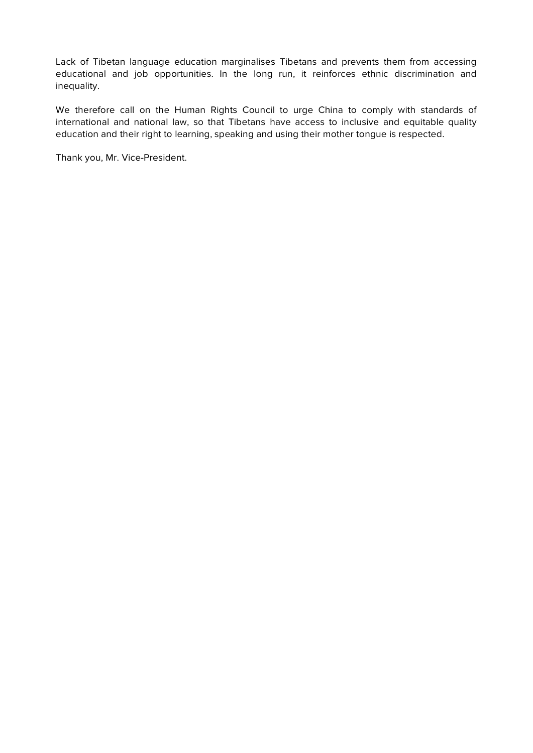Lack of Tibetan language education marginalises Tibetans and prevents them from accessing educational and job opportunities. In the long run, it reinforces ethnic discrimination and inequality.

We therefore call on the Human Rights Council to urge China to comply with standards of international and national law, so that Tibetans have access to inclusive and equitable quality education and their right to learning, speaking and using their mother tongue is respected.

Thank you, Mr. Vice-President.